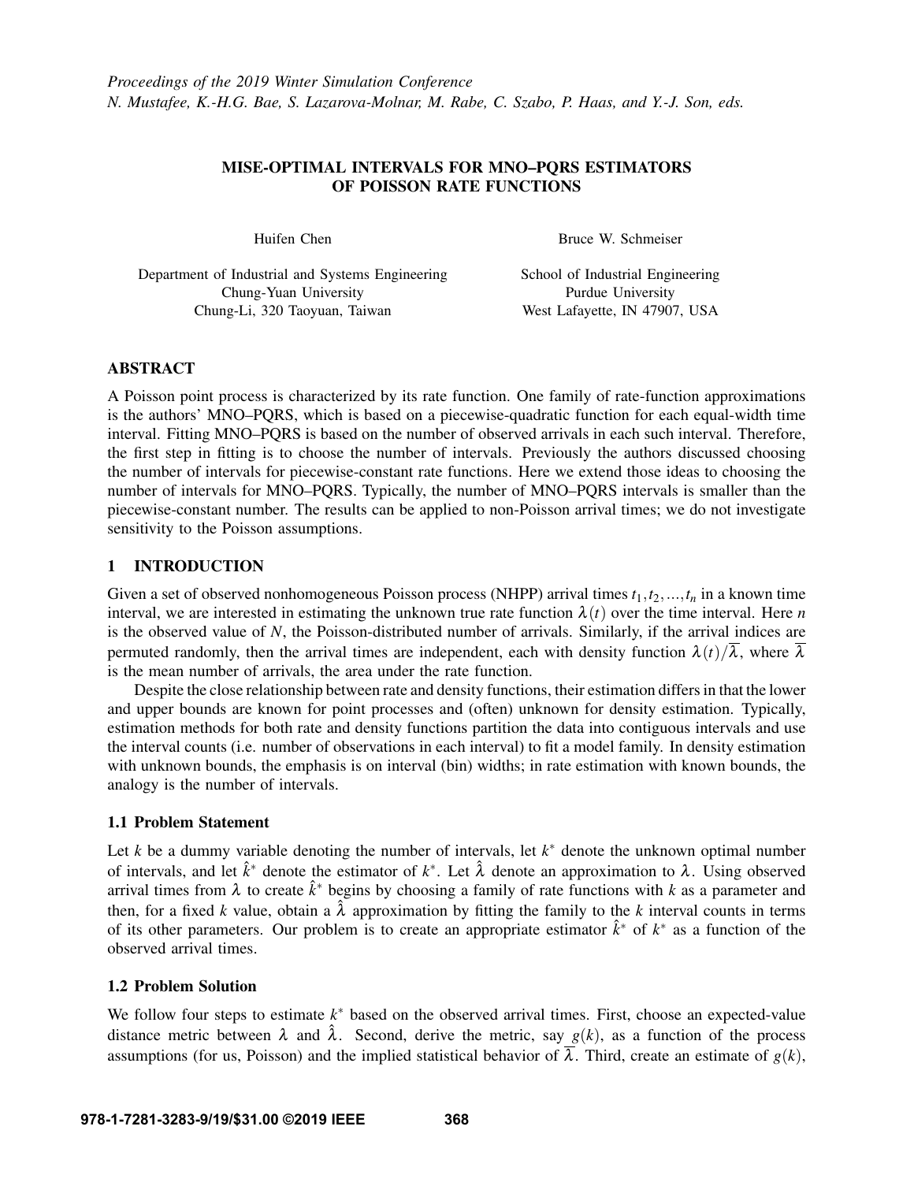*Proceedings of the 2019 Winter Simulation Conference*
*N. Mustafee, K.-H.G. Bae, S. Lazarova-Molnar, M. Rabe, C. Szabo, P. Haas, and Y.-J. Son, eds.*

# MISE-OPTIMAL INTERVALS FOR MNO–PQRS ESTIMATORS OF POISSON RATE FUNCTIONS

Huifen Chen
Department of Industrial and Systems Engineering
Chung-Yuan University
Chung-Li, 320 Taoyuan, Taiwan

Bruce W. Schmeiser
School of Industrial Engineering
Purdue University
West Lafayette, IN 47907, USA

## ABSTRACT

A Poisson point process is characterized by its rate function. One family of rate-function approximations is the authors' MNO–PQRS, which is based on a piecewise-quadratic function for each equal-width time interval. Fitting MNO–PQRS is based on the number of observed arrivals in each such interval. Therefore, the first step in fitting is to choose the number of intervals. Previously the authors discussed choosing the number of intervals for piecewise-constant rate functions. Here we extend those ideas to choosing the number of intervals for MNO–PQRS. Typically, the number of MNO–PQRS intervals is smaller than the piecewise-constant number. The results can be applied to non-Poisson arrival times; we do not investigate sensitivity to the Poisson assumptions.

## 1 INTRODUCTION

Given a set of observed nonhomogeneous Poisson process (NHPP) arrival times $t_1, t_2, ..., t_n$ in a known time interval, we are interested in estimating the unknown true rate function $\lambda(t)$ over the time interval. Here $n$ is the observed value of $N$, the Poisson-distributed number of arrivals. Similarly, if the arrival indices are permuted randomly, then the arrival times are independent, each with density function $\lambda(t)/\overline{\lambda}$, where $\overline{\lambda}$ is the mean number of arrivals, the area under the rate function.

Despite the close relationship between rate and density functions, their estimation differs in that the lower and upper bounds are known for point processes and (often) unknown for density estimation. Typically, estimation methods for both rate and density functions partition the data into contiguous intervals and use the interval counts (i.e. number of observations in each interval) to fit a model family. In density estimation with unknown bounds, the emphasis is on interval (bin) widths; in rate estimation with known bounds, the analogy is the number of intervals.

### 1.1 Problem Statement

Let $k$ be a dummy variable denoting the number of intervals, let $k^*$ denote the unknown optimal number of intervals, and let $\hat{k}^*$ denote the estimator of $k^*$. Let $\hat{\lambda}$ denote an approximation to $\lambda$. Using observed arrival times from $\lambda$ to create $\hat{k}^*$ begins by choosing a family of rate functions with $k$ as a parameter and then, for a fixed $k$ value, obtain a $\hat{\lambda}$ approximation by fitting the family to the $k$ interval counts in terms of its other parameters. Our problem is to create an appropriate estimator $\hat{k}^*$ of $k^*$ as a function of the observed arrival times.

### 1.2 Problem Solution

We follow four steps to estimate $k^*$ based on the observed arrival times. First, choose an expected-value distance metric between $\lambda$ and $\hat{\lambda}$. Second, derive the metric, say $g(k)$, as a function of the process assumptions (for us, Poisson) and the implied statistical behavior of $\overline{\lambda}$. Third, create an estimate of $g(k)$,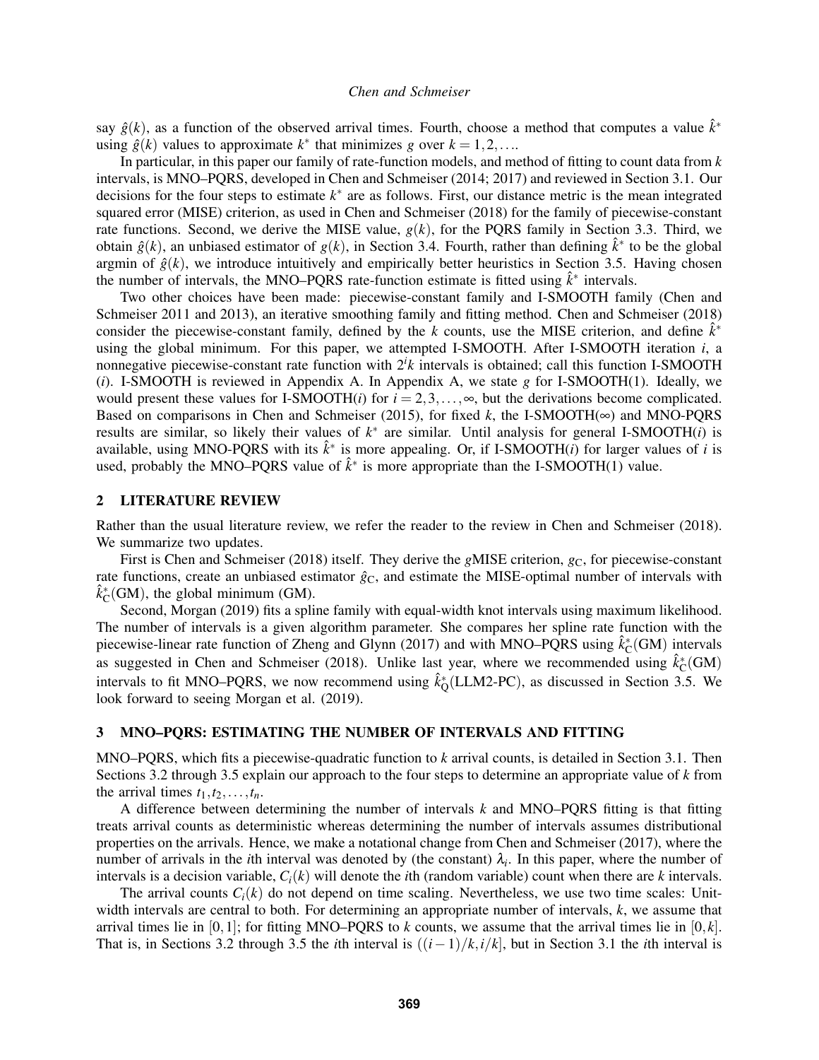say $\hat{g}(k)$, as a function of the observed arrival times. Fourth, choose a method that computes a value $\hat{k}^*$ using $\hat{g}(k)$ values to approximate $k^*$ that minimizes $g$ over $k = 1, 2, \ldots$.

In particular, in this paper our family of rate-function models, and method of fitting to count data from $k$ intervals, is MNO–PQRS, developed in Chen and Schmeiser (2014; 2017) and reviewed in Section 3.1. Our decisions for the four steps to estimate $k^*$ are as follows. First, our distance metric is the mean integrated squared error (MISE) criterion, as used in Chen and Schmeiser (2018) for the family of piecewise-constant rate functions. Second, we derive the MISE value, $g(k)$, for the PQRS family in Section 3.3. Third, we obtain $\hat{g}(k)$, an unbiased estimator of $g(k)$, in Section 3.4. Fourth, rather than defining $\hat{k}^*$ to be the global argmin of $\hat{g}(k)$, we introduce intuitively and empirically better heuristics in Section 3.5. Having chosen the number of intervals, the MNO–PQRS rate-function estimate is fitted using $\hat{k}^*$ intervals.

Two other choices have been made: piecewise-constant family and I-SMOOTH family (Chen and Schmeiser 2011 and 2013), an iterative smoothing family and fitting method. Chen and Schmeiser (2018) consider the piecewise-constant family, defined by the $k$ counts, use the MISE criterion, and define $\hat{k}^*$ using the global minimum. For this paper, we attempted I-SMOOTH. After I-SMOOTH iteration $i$, a nonnegative piecewise-constant rate function with $2^i k$ intervals is obtained; call this function I-SMOOTH ($i$). I-SMOOTH is reviewed in Appendix A. In Appendix A, we state $g$ for I-SMOOTH(1). Ideally, we would present these values for I-SMOOTH($i$) for $i = 2, 3, \ldots, \infty$, but the derivations become complicated. Based on comparisons in Chen and Schmeiser (2015), for fixed $k$, the I-SMOOTH($\infty$) and MNO-PQRS results are similar, so likely their values of $k^*$ are similar. Until analysis for general I-SMOOTH($i$) is available, using MNO-PQRS with its $\hat{k}^*$ is more appealing. Or, if I-SMOOTH($i$) for larger values of $i$ is used, probably the MNO–PQRS value of $\hat{k}^*$ is more appropriate than the I-SMOOTH(1) value.

## 2 LITERATURE REVIEW

Rather than the usual literature review, we refer the reader to the review in Chen and Schmeiser (2018). We summarize two updates.

First is Chen and Schmeiser (2018) itself. They derive the $g$MISE criterion, $g_{\mathrm{C}}$, for piecewise-constant rate functions, create an unbiased estimator $\hat{g}_{\mathrm{C}}$, and estimate the MISE-optimal number of intervals with $\hat{k}^*_{\mathrm{C}}(\mathrm{GM})$, the global minimum (GM).

Second, Morgan (2019) fits a spline family with equal-width knot intervals using maximum likelihood. The number of intervals is a given algorithm parameter. She compares her spline rate function with the piecewise-linear rate function of Zheng and Glynn (2017) and with MNO–PQRS using $\hat{k}^*_{\mathrm{C}}(\mathrm{GM})$ intervals as suggested in Chen and Schmeiser (2018). Unlike last year, where we recommended using $\hat{k}^*_{\mathrm{C}}(\mathrm{GM})$ intervals to fit MNO–PQRS, we now recommend using $\hat{k}^*_{\mathrm{Q}}(\mathrm{LLM2\text{-}PC})$, as discussed in Section 3.5. We look forward to seeing Morgan et al. (2019).

## 3 MNO–PQRS: ESTIMATING THE NUMBER OF INTERVALS AND FITTING

MNO–PQRS, which fits a piecewise-quadratic function to $k$ arrival counts, is detailed in Section 3.1. Then Sections 3.2 through 3.5 explain our approach to the four steps to determine an appropriate value of $k$ from the arrival times $t_1, t_2, \ldots, t_n$.

A difference between determining the number of intervals $k$ and MNO–PQRS fitting is that fitting treats arrival counts as deterministic whereas determining the number of intervals assumes distributional properties on the arrivals. Hence, we make a notational change from Chen and Schmeiser (2017), where the number of arrivals in the $i$th interval was denoted by (the constant) $\lambda_i$. In this paper, where the number of intervals is a decision variable, $C_i(k)$ will denote the $i$th (random variable) count when there are $k$ intervals.

The arrival counts $C_i(k)$ do not depend on time scaling. Nevertheless, we use two time scales: Unit-width intervals are central to both. For determining an appropriate number of intervals, $k$, we assume that arrival times lie in $[0, 1]$; for fitting MNO–PQRS to $k$ counts, we assume that the arrival times lie in $[0, k]$. That is, in Sections 3.2 through 3.5 the $i$th interval is $((i-1)/k, i/k]$, but in Section 3.1 the $i$th interval is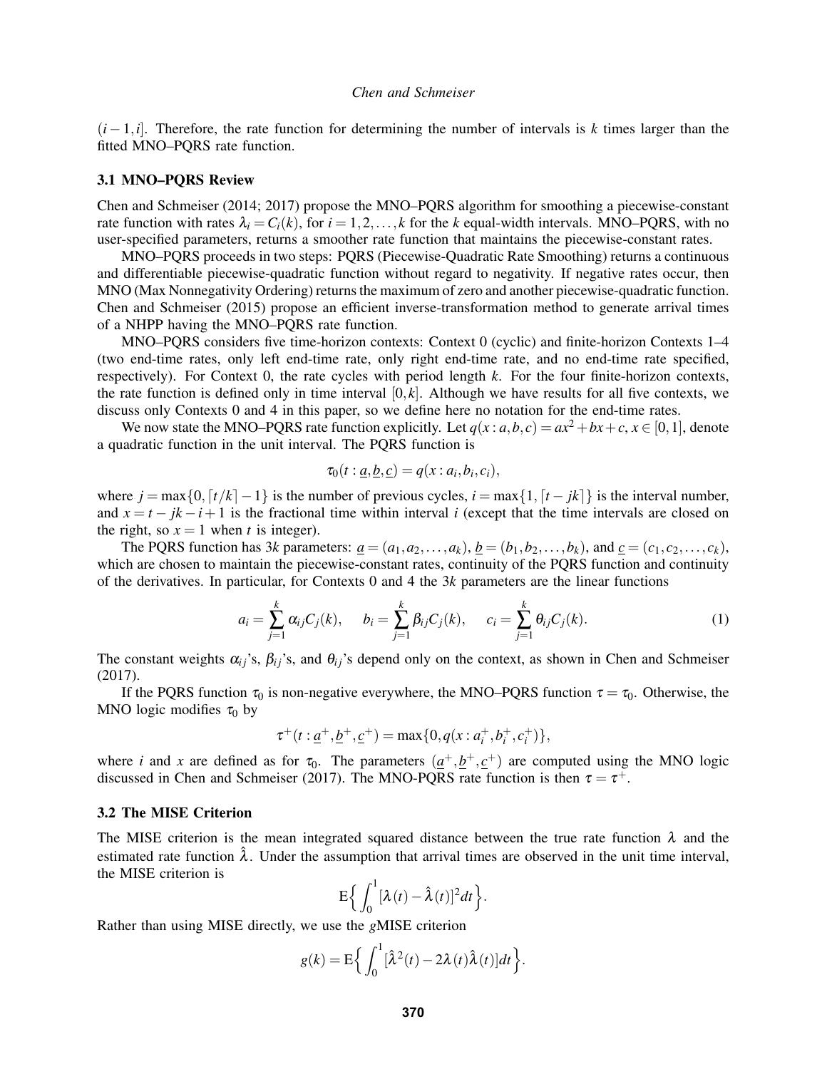$(i-1, i]$. Therefore, the rate function for determining the number of intervals is $k$ times larger than the fitted MNO–PQRS rate function.

### 3.1 MNO–PQRS Review

Chen and Schmeiser (2014; 2017) propose the MNO–PQRS algorithm for smoothing a piecewise-constant rate function with rates $\lambda_i = C_i(k)$, for $i = 1, 2, \ldots, k$ for the $k$ equal-width intervals. MNO–PQRS, with no user-specified parameters, returns a smoother rate function that maintains the piecewise-constant rates.

MNO–PQRS proceeds in two steps: PQRS (Piecewise-Quadratic Rate Smoothing) returns a continuous and differentiable piecewise-quadratic function without regard to negativity. If negative rates occur, then MNO (Max Nonnegativity Ordering) returns the maximum of zero and another piecewise-quadratic function. Chen and Schmeiser (2015) propose an efficient inverse-transformation method to generate arrival times of a NHPP having the MNO–PQRS rate function.

MNO–PQRS considers five time-horizon contexts: Context 0 (cyclic) and finite-horizon Contexts 1–4 (two end-time rates, only left end-time rate, only right end-time rate, and no end-time rate specified, respectively). For Context 0, the rate cycles with period length $k$. For the four finite-horizon contexts, the rate function is defined only in time interval $[0, k]$. Although we have results for all five contexts, we discuss only Contexts 0 and 4 in this paper, so we define here no notation for the end-time rates.

We now state the MNO–PQRS rate function explicitly. Let $q(x : a, b, c) = ax^2 + bx + c$, $x \in [0, 1]$, denote a quadratic function in the unit interval. The PQRS function is

$$\tau_0(t : \underline{a}, \underline{b}, \underline{c}) = q(x : a_i, b_i, c_i),$$

where $j = \max\{0, \lceil t/k \rceil - 1\}$ is the number of previous cycles, $i = \max\{1, \lceil t - jk \rceil\}$ is the interval number, and $x = t - jk - i + 1$ is the fractional time within interval $i$ (except that the time intervals are closed on the right, so $x = 1$ when $t$ is integer).

The PQRS function has $3k$ parameters: $\underline{a} = (a_1, a_2, \ldots, a_k)$, $\underline{b} = (b_1, b_2, \ldots, b_k)$, and $\underline{c} = (c_1, c_2, \ldots, c_k)$, which are chosen to maintain the piecewise-constant rates, continuity of the PQRS function and continuity of the derivatives. In particular, for Contexts 0 and 4 the $3k$ parameters are the linear functions

$$a_i = \sum_{j=1}^{k} \alpha_{ij} C_j(k), \quad b_i = \sum_{j=1}^{k} \beta_{ij} C_j(k), \quad c_i = \sum_{j=1}^{k} \theta_{ij} C_j(k). \tag{1}$$

The constant weights $\alpha_{ij}$'s, $\beta_{ij}$'s, and $\theta_{ij}$'s depend only on the context, as shown in Chen and Schmeiser (2017).

If the PQRS function $\tau_0$ is non-negative everywhere, the MNO–PQRS function $\tau = \tau_0$. Otherwise, the MNO logic modifies $\tau_0$ by

$$\tau^+(t : \underline{a}^+, \underline{b}^+, \underline{c}^+) = \max\{0, q(x : a_i^+, b_i^+, c_i^+)\},$$

where $i$ and $x$ are defined as for $\tau_0$. The parameters $(\underline{a}^+, \underline{b}^+, \underline{c}^+)$ are computed using the MNO logic discussed in Chen and Schmeiser (2017). The MNO-PQRS rate function is then $\tau = \tau^+$.

### 3.2 The MISE Criterion

The MISE criterion is the mean integrated squared distance between the true rate function $\lambda$ and the estimated rate function $\hat{\lambda}$. Under the assumption that arrival times are observed in the unit time interval, the MISE criterion is

$$\mathrm{E}\Big\{ \int_0^1 [\lambda(t) - \hat{\lambda}(t)]^2 dt \Big\}.$$

Rather than using MISE directly, we use the $g$MISE criterion

$$g(k) = \mathrm{E}\Big\{ \int_0^1 [\hat{\lambda}^2(t) - 2\lambda(t)\hat{\lambda}(t)] dt \Big\}.$$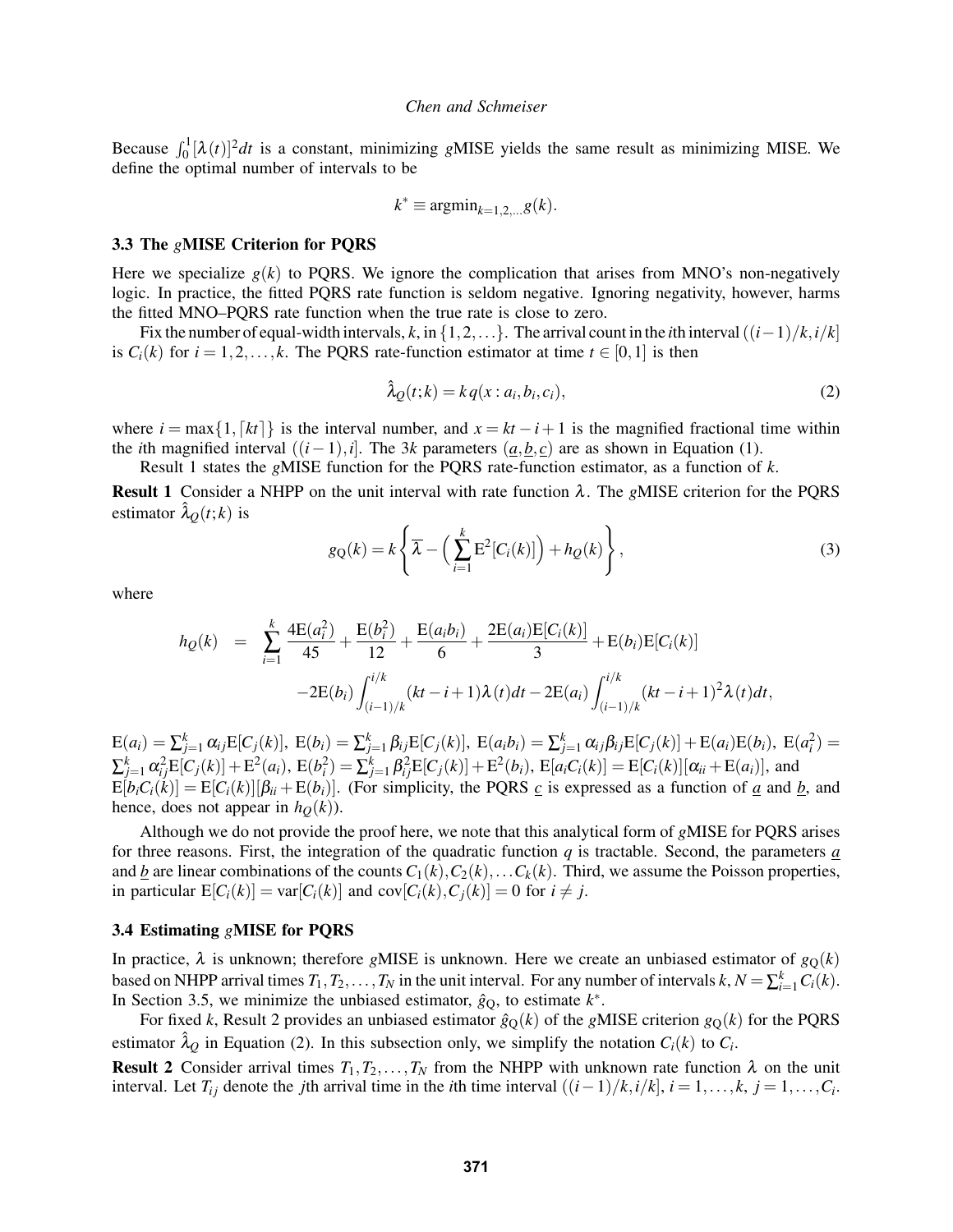Because $\int_0^1 [\lambda(t)]^2 dt$ is a constant, minimizing $g$MISE yields the same result as minimizing MISE. We define the optimal number of intervals to be

$$k^* \equiv \text{argmin}_{k=1,2,\ldots} g(k).$$

### 3.3 The $g$MISE Criterion for PQRS

Here we specialize $g(k)$ to PQRS. We ignore the complication that arises from MNO's non-negatively logic. In practice, the fitted PQRS rate function is seldom negative. Ignoring negativity, however, harms the fitted MNO–PQRS rate function when the true rate is close to zero.

Fix the number of equal-width intervals, $k$, in $\{1,2,\ldots\}$. The arrival count in the $i$th interval $((i-1)/k, i/k]$ is $C_i(k)$ for $i = 1,2,\ldots,k$. The PQRS rate-function estimator at time $t \in [0,1]$ is then

$$\hat{\lambda}_Q(t;k) = k\, q(x : a_i, b_i, c_i), \tag{2}$$

where $i = \max\{1, \lceil kt \rceil\}$ is the interval number, and $x = kt - i + 1$ is the magnified fractional time within the $i$th magnified interval $((i-1), i]$. The $3k$ parameters $(\underline{a}, \underline{b}, \underline{c})$ are as shown in Equation (1).

Result 1 states the $g$MISE function for the PQRS rate-function estimator, as a function of $k$.

**Result 1** Consider a NHPP on the unit interval with rate function $\lambda$. The $g$MISE criterion for the PQRS estimator $\hat{\lambda}_Q(t;k)$ is

$$g_{\text{Q}}(k) = k \left\{ \overline{\lambda} - \Big( \sum_{i=1}^{k} \text{E}^2[C_i(k)] \Big) + h_Q(k) \right\}, \tag{3}$$

where

$$\begin{aligned} h_Q(k) \quad = \quad & \sum_{i=1}^{k} \frac{4\text{E}(a_i^2)}{45} + \frac{\text{E}(b_i^2)}{12} + \frac{\text{E}(a_i b_i)}{6} + \frac{2\text{E}(a_i)\text{E}[C_i(k)]}{3} + \text{E}(b_i)\text{E}[C_i(k)] \\ & -2\text{E}(b_i) \int_{(i-1)/k}^{i/k} (kt - i + 1)\lambda(t) dt - 2\text{E}(a_i) \int_{(i-1)/k}^{i/k} (kt - i + 1)^2 \lambda(t) dt, \end{aligned}$$

$\text{E}(a_i) = \sum_{j=1}^{k} \alpha_{ij} \text{E}[C_j(k)]$, $\text{E}(b_i) = \sum_{j=1}^{k} \beta_{ij} \text{E}[C_j(k)]$, $\text{E}(a_i b_i) = \sum_{j=1}^{k} \alpha_{ij} \beta_{ij} \text{E}[C_j(k)] + \text{E}(a_i)\text{E}(b_i)$, $\text{E}(a_i^2) = \sum_{j=1}^{k} \alpha_{ij}^2 \text{E}[C_j(k)] + \text{E}^2(a_i)$, $\text{E}(b_i^2) = \sum_{j=1}^{k} \beta_{ij}^2 \text{E}[C_j(k)] + \text{E}^2(b_i)$, $\text{E}[a_i C_i(k)] = \text{E}[C_i(k)][\alpha_{ii} + \text{E}(a_i)]$, and $\text{E}[b_i C_i(k)] = \text{E}[C_i(k)][\beta_{ii} + \text{E}(b_i)]$. (For simplicity, the PQRS $\underline{c}$ is expressed as a function of $\underline{a}$ and $\underline{b}$, and hence, does not appear in $h_Q(k)$).

Although we do not provide the proof here, we note that this analytical form of $g$MISE for PQRS arises for three reasons. First, the integration of the quadratic function $q$ is tractable. Second, the parameters $\underline{a}$ and $\underline{b}$ are linear combinations of the counts $C_1(k), C_2(k), \ldots C_k(k)$. Third, we assume the Poisson properties, in particular $\text{E}[C_i(k)] = \text{var}[C_i(k)]$ and $\text{cov}[C_i(k), C_j(k)] = 0$ for $i \neq j$.

### 3.4 Estimating $g$MISE for PQRS

In practice, $\lambda$ is unknown; therefore $g$MISE is unknown. Here we create an unbiased estimator of $g_{\text{Q}}(k)$ based on NHPP arrival times $T_1, T_2, \ldots, T_N$ in the unit interval. For any number of intervals $k$, $N = \sum_{i=1}^{k} C_i(k)$. In Section 3.5, we minimize the unbiased estimator, $\hat{g}_{\text{Q}}$, to estimate $k^*$.

For fixed $k$, Result 2 provides an unbiased estimator $\hat{g}_{\text{Q}}(k)$ of the $g$MISE criterion $g_{\text{Q}}(k)$ for the PQRS estimator $\hat{\lambda}_Q$ in Equation (2). In this subsection only, we simplify the notation $C_i(k)$ to $C_i$.

**Result 2** Consider arrival times $T_1, T_2, \ldots, T_N$ from the NHPP with unknown rate function $\lambda$ on the unit interval. Let $T_{ij}$ denote the $j$th arrival time in the $i$th time interval $((i-1)/k, i/k]$, $i = 1,\ldots,k$, $j = 1,\ldots,C_i$.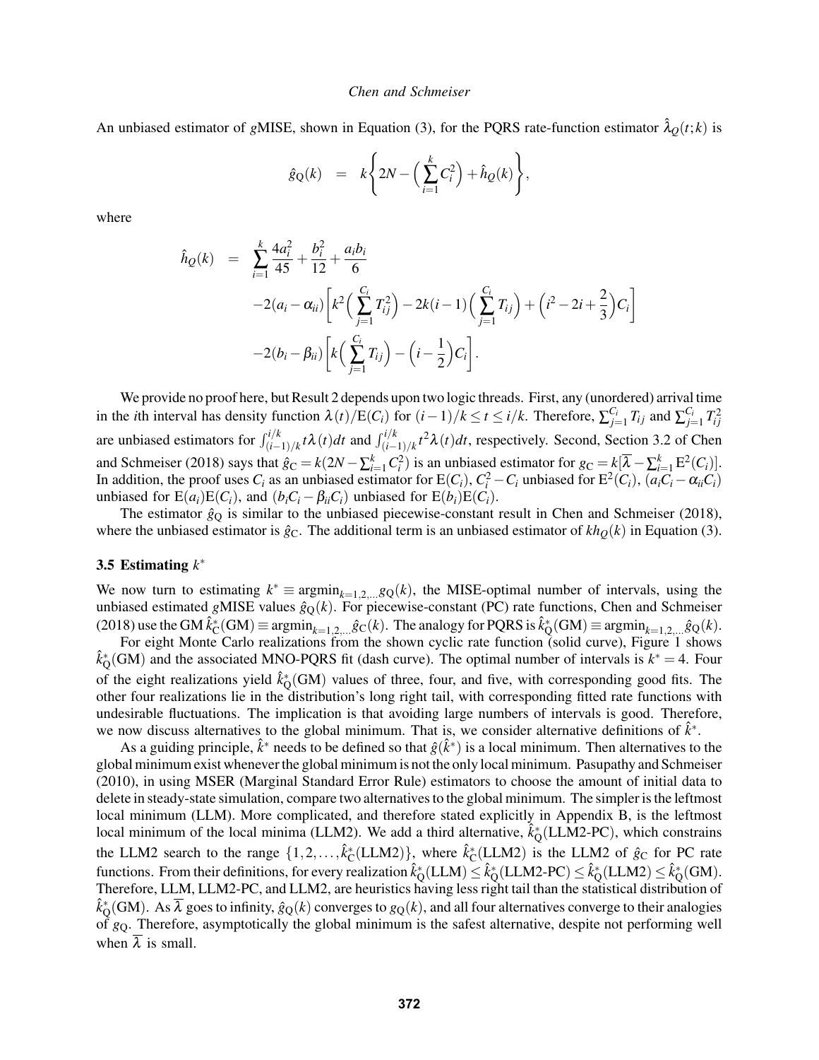An unbiased estimator of $g$MISE, shown in Equation (3), for the PQRS rate-function estimator $\hat{\lambda}_Q(t;k)$ is

$$\hat{g}_{\mathrm{Q}}(k) \quad = \quad k\left\{2N - \Big(\sum_{i=1}^{k} C_i^2\Big) + \hat{h}_Q(k)\right\},$$

where

$$\begin{aligned}
\hat{h}_Q(k) \quad = \quad & \sum_{i=1}^{k} \frac{4a_i^2}{45} + \frac{b_i^2}{12} + \frac{a_i b_i}{6} \\
& -2(a_i - \alpha_{ii})\left[k^2\Big(\sum_{j=1}^{C_i} T_{ij}^2\Big) - 2k(i-1)\Big(\sum_{j=1}^{C_i} T_{ij}\Big) + \Big(i^2 - 2i + \frac{2}{3}\Big)C_i\right] \\
& -2(b_i - \beta_{ii})\left[k\Big(\sum_{j=1}^{C_i} T_{ij}\Big) - \Big(i - \frac{1}{2}\Big)C_i\right].
\end{aligned}$$

We provide no proof here, but Result 2 depends upon two logic threads. First, any (unordered) arrival time in the $i$th interval has density function $\lambda(t)/\mathrm{E}(C_i)$ for $(i-1)/k \le t \le i/k$. Therefore, $\sum_{j=1}^{C_i} T_{ij}$ and $\sum_{j=1}^{C_i} T_{ij}^2$ are unbiased estimators for $\int_{(i-1)/k}^{i/k} t\lambda(t)dt$ and $\int_{(i-1)/k}^{i/k} t^2\lambda(t)dt$, respectively. Second, Section 3.2 of Chen and Schmeiser (2018) says that $\hat{g}_{\mathrm{C}} = k(2N - \sum_{i=1}^{k} C_i^2)$ is an unbiased estimator for $g_{\mathrm{C}} = k[\overline{\lambda} - \sum_{i=1}^{k} \mathrm{E}^2(C_i)]$. In addition, the proof uses $C_i$ as an unbiased estimator for $\mathrm{E}(C_i)$, $C_i^2 - C_i$ unbiased for $\mathrm{E}^2(C_i)$, $(a_i C_i - \alpha_{ii} C_i)$ unbiased for $\mathrm{E}(a_i)\mathrm{E}(C_i)$, and $(b_i C_i - \beta_{ii} C_i)$ unbiased for $\mathrm{E}(b_i)\mathrm{E}(C_i)$.

The estimator $\hat{g}_{\mathrm{Q}}$ is similar to the unbiased piecewise-constant result in Chen and Schmeiser (2018), where the unbiased estimator is $\hat{g}_{\mathrm{C}}$. The additional term is an unbiased estimator of $kh_Q(k)$ in Equation (3).

### 3.5 Estimating $k^*$

We now turn to estimating $k^* \equiv \mathrm{argmin}_{k=1,2,\ldots} g_{\mathrm{Q}}(k)$, the MISE-optimal number of intervals, using the unbiased estimated $g$MISE values $\hat{g}_{\mathrm{Q}}(k)$. For piecewise-constant (PC) rate functions, Chen and Schmeiser (2018) use the GM $\hat{k}_{\mathrm{C}}^*(\mathrm{GM}) \equiv \mathrm{argmin}_{k=1,2,\ldots} \hat{g}_{\mathrm{C}}(k)$. The analogy for PQRS is $\hat{k}_{\mathrm{Q}}^*(\mathrm{GM}) \equiv \mathrm{argmin}_{k=1,2,\ldots} \hat{g}_{\mathrm{Q}}(k)$.

For eight Monte Carlo realizations from the shown cyclic rate function (solid curve), Figure 1 shows $\hat{k}_{\mathrm{Q}}^*(\mathrm{GM})$ and the associated MNO-PQRS fit (dash curve). The optimal number of intervals is $k^* = 4$. Four of the eight realizations yield $\hat{k}_{\mathrm{Q}}^*(\mathrm{GM})$ values of three, four, and five, with corresponding good fits. The other four realizations lie in the distribution's long right tail, with corresponding fitted rate functions with undesirable fluctuations. The implication is that avoiding large numbers of intervals is good. Therefore, we now discuss alternatives to the global minimum. That is, we consider alternative definitions of $\hat{k}^*$.

As a guiding principle, $\hat{k}^*$ needs to be defined so that $\hat{g}(\hat{k}^*)$ is a local minimum. Then alternatives to the global minimum exist whenever the global minimum is not the only local minimum. Pasupathy and Schmeiser (2010), in using MSER (Marginal Standard Error Rule) estimators to choose the amount of initial data to delete in steady-state simulation, compare two alternatives to the global minimum. The simpler is the leftmost local minimum (LLM). More complicated, and therefore stated explicitly in Appendix B, is the leftmost local minimum of the local minima (LLM2). We add a third alternative, $\hat{k}_{\mathrm{Q}}^*(\mathrm{LLM2\text{-}PC})$, which constrains the LLM2 search to the range $\{1,2,\ldots,\hat{k}_{\mathrm{C}}^*(\mathrm{LLM2})\}$, where $\hat{k}_{\mathrm{C}}^*(\mathrm{LLM2})$ is the LLM2 of $\hat{g}_{\mathrm{C}}$ for PC rate functions. From their definitions, for every realization $\hat{k}_{\mathrm{Q}}^*(\mathrm{LLM}) \le \hat{k}_{\mathrm{Q}}^*(\mathrm{LLM2\text{-}PC}) \le \hat{k}_{\mathrm{Q}}^*(\mathrm{LLM2}) \le \hat{k}_{\mathrm{Q}}^*(\mathrm{GM})$. Therefore, LLM, LLM2-PC, and LLM2, are heuristics having less right tail than the statistical distribution of $\hat{k}_{\mathrm{Q}}^*(\mathrm{GM})$. As $\overline{\lambda}$ goes to infinity, $\hat{g}_{\mathrm{Q}}(k)$ converges to $g_{\mathrm{Q}}(k)$, and all four alternatives converge to their analogies of $g_{\mathrm{Q}}$. Therefore, asymptotically the global minimum is the safest alternative, despite not performing well when $\overline{\lambda}$ is small.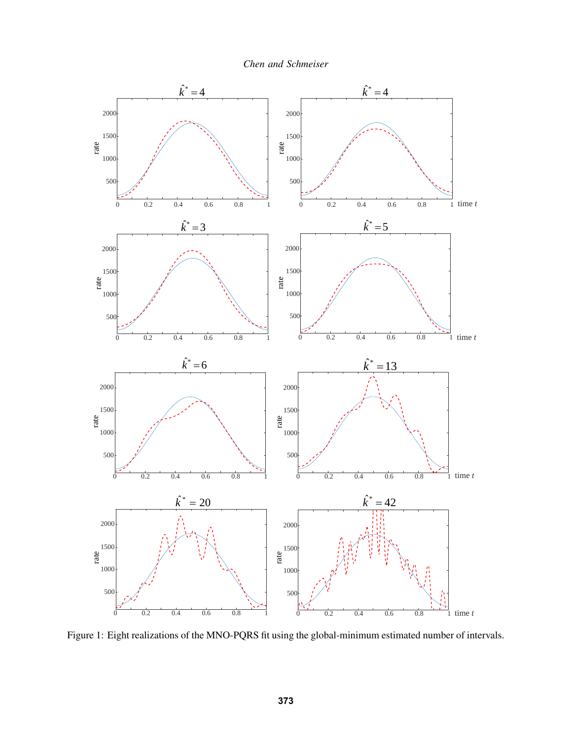Figure 1: Eight realizations of the MNO-PQRS fit using the global-minimum estimated number of intervals.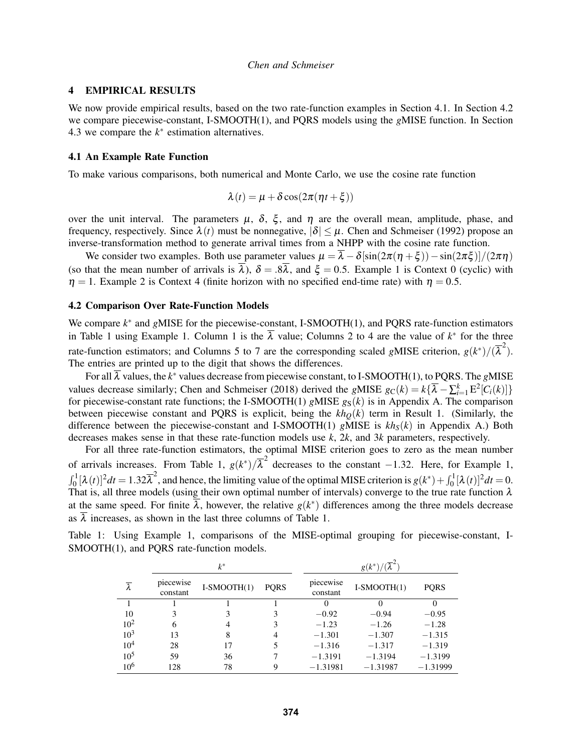## 4 EMPIRICAL RESULTS

We now provide empirical results, based on the two rate-function examples in Section 4.1. In Section 4.2 we compare piecewise-constant, I-SMOOTH(1), and PQRS models using the *g*MISE function. In Section 4.3 we compare the $k^*$ estimation alternatives.

### 4.1 An Example Rate Function

To make various comparisons, both numerical and Monte Carlo, we use the cosine rate function

$$\lambda(t) = \mu + \delta \cos(2\pi(\eta t + \xi))$$

over the unit interval. The parameters $\mu$, $\delta$, $\xi$, and $\eta$ are the overall mean, amplitude, phase, and frequency, respectively. Since $\lambda(t)$ must be nonnegative, $|\delta| \leq \mu$. Chen and Schmeiser (1992) propose an inverse-transformation method to generate arrival times from a NHPP with the cosine rate function.

We consider two examples. Both use parameter values $\mu = \overline{\lambda} - \delta[\sin(2\pi(\eta + \xi)) - \sin(2\pi\xi)]/(2\pi\eta)$ (so that the mean number of arrivals is $\overline{\lambda}$), $\delta = .8\overline{\lambda}$, and $\xi = 0.5$. Example 1 is Context 0 (cyclic) with $\eta = 1$. Example 2 is Context 4 (finite horizon with no specified end-time rate) with $\eta = 0.5$.

### 4.2 Comparison Over Rate-Function Models

We compare $k^*$ and *g*MISE for the piecewise-constant, I-SMOOTH(1), and PQRS rate-function estimators in Table 1 using Example 1. Column 1 is the $\overline{\lambda}$ value; Columns 2 to 4 are the value of $k^*$ for the three rate-function estimators; and Columns 5 to 7 are the corresponding scaled *g*MISE criterion, $g(k^*)/(\overline{\lambda}^2)$. The entries are printed up to the digit that shows the differences.

For all $\overline{\lambda}$ values, the $k^*$ values decrease from piecewise constant, to I-SMOOTH(1), to PQRS. The *g*MISE values decrease similarly; Chen and Schmeiser (2018) derived the *g*MISE $g_{\text{C}}(k) = k\{\overline{\lambda} - \sum_{i=1}^{k} \text{E}^2[C_i(k)]\}$ for piecewise-constant rate functions; the I-SMOOTH(1) *g*MISE $g_{\text{S}}(k)$ is in Appendix A. The comparison between piecewise constant and PQRS is explicit, being the $kh_Q(k)$ term in Result 1. (Similarly, the difference between the piecewise-constant and I-SMOOTH(1) *g*MISE is $kh_S(k)$ in Appendix A.) Both decreases makes sense in that these rate-function models use $k$, $2k$, and $3k$ parameters, respectively.

For all three rate-function estimators, the optimal MISE criterion goes to zero as the mean number of arrivals increases. From Table 1, $g(k^*)/\overline{\lambda}^2$ decreases to the constant $-1.32$. Here, for Example 1, $\int_0^1 [\lambda(t)]^2 dt = 1.32\overline{\lambda}^2$, and hence, the limiting value of the optimal MISE criterion is $g(k^*) + \int_0^1 [\lambda(t)]^2 dt = 0$. That is, all three models (using their own optimal number of intervals) converge to the true rate function $\lambda$ at the same speed. For finite $\overline{\lambda}$, however, the relative $g(k^*)$ differences among the three models decrease as $\overline{\lambda}$ increases, as shown in the last three columns of Table 1.

Table 1: Using Example 1, comparisons of the MISE-optimal grouping for piecewise-constant, I-SMOOTH(1), and PQRS rate-function models.

| | $k^*$ | | | $g(k^*)/(\overline{\lambda}^2)$ | | |
|---|---|---|---|---|---|---|
| $\overline{\lambda}$ | piecewise constant | I-SMOOTH(1) | PQRS | piecewise constant | I-SMOOTH(1) | PQRS |
| 1 | 1 | 1 | 1 | 0 | 0 | 0 |
| 10 | 3 | 3 | 3 | $-0.92$ | $-0.94$ | $-0.95$ |
| $10^2$ | 6 | 4 | 3 | $-1.23$ | $-1.26$ | $-1.28$ |
| $10^3$ | 13 | 8 | 4 | $-1.301$ | $-1.307$ | $-1.315$ |
| $10^4$ | 28 | 17 | 5 | $-1.316$ | $-1.317$ | $-1.319$ |
| $10^5$ | 59 | 36 | 7 | $-1.3191$ | $-1.3194$ | $-1.3199$ |
| $10^6$ | 128 | 78 | 9 | $-1.31981$ | $-1.31987$ | $-1.31999$ |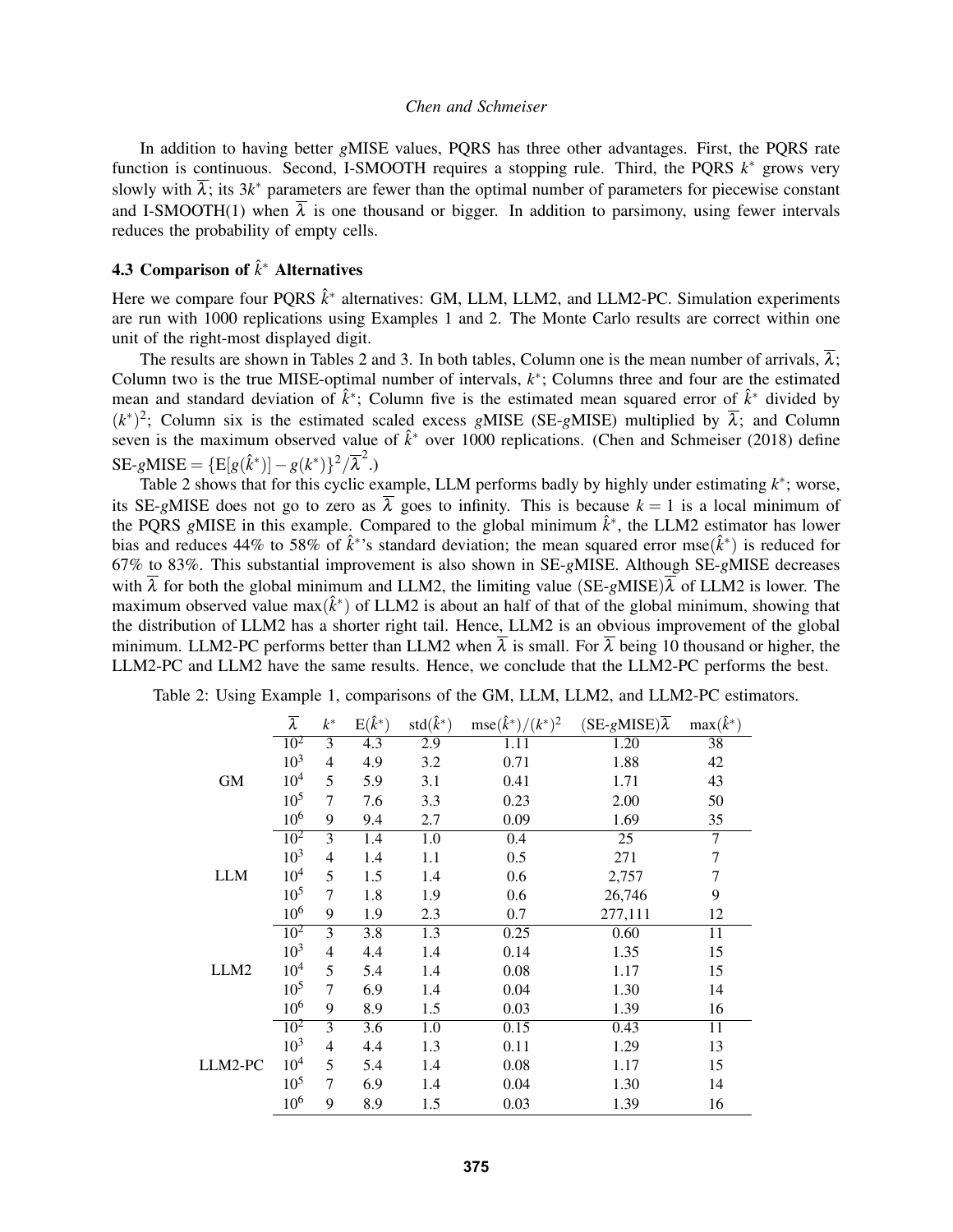In addition to having better $g$MISE values, PQRS has three other advantages. First, the PQRS rate function is continuous. Second, I-SMOOTH requires a stopping rule. Third, the PQRS $k^*$ grows very slowly with $\overline{\lambda}$; its $3k^*$ parameters are fewer than the optimal number of parameters for piecewise constant and I-SMOOTH(1) when $\overline{\lambda}$ is one thousand or bigger. In addition to parsimony, using fewer intervals reduces the probability of empty cells.

### 4.3 Comparison of $\hat{k}^*$ Alternatives

Here we compare four PQRS $\hat{k}^*$ alternatives: GM, LLM, LLM2, and LLM2-PC. Simulation experiments are run with 1000 replications using Examples 1 and 2. The Monte Carlo results are correct within one unit of the right-most displayed digit.

The results are shown in Tables 2 and 3. In both tables, Column one is the mean number of arrivals, $\overline{\lambda}$; Column two is the true MISE-optimal number of intervals, $k^*$; Columns three and four are the estimated mean and standard deviation of $\hat{k}^*$; Column five is the estimated mean squared error of $\hat{k}^*$ divided by $(k^*)^2$; Column six is the estimated scaled excess $g$MISE (SE-$g$MISE) multiplied by $\overline{\lambda}$; and Column seven is the maximum observed value of $\hat{k}^*$ over 1000 replications. (Chen and Schmeiser (2018) define SE-$g$MISE $= \{\mathrm{E}[g(\hat{k}^*)] - g(k^*)\}^2/\overline{\lambda}^2$.)

Table 2 shows that for this cyclic example, LLM performs badly by highly under estimating $k^*$; worse, its SE-$g$MISE does not go to zero as $\overline{\lambda}$ goes to infinity. This is because $k = 1$ is a local minimum of the PQRS $g$MISE in this example. Compared to the global minimum $\hat{k}^*$, the LLM2 estimator has lower bias and reduces 44% to 58% of $\hat{k}^*$'s standard deviation; the mean squared error mse$(\hat{k}^*)$ is reduced for 67% to 83%. This substantial improvement is also shown in SE-$g$MISE. Although SE-$g$MISE decreases with $\overline{\lambda}$ for both the global minimum and LLM2, the limiting value (SE-$g$MISE)$\overline{\lambda}$ of LLM2 is lower. The maximum observed value max$(\hat{k}^*)$ of LLM2 is about an half of that of the global minimum, showing that the distribution of LLM2 has a shorter right tail. Hence, LLM2 is an obvious improvement of the global minimum. LLM2-PC performs better than LLM2 when $\overline{\lambda}$ is small. For $\overline{\lambda}$ being 10 thousand or higher, the LLM2-PC and LLM2 have the same results. Hence, we conclude that the LLM2-PC performs the best.

Table 2: Using Example 1, comparisons of the GM, LLM, LLM2, and LLM2-PC estimators.

| | $\overline{\lambda}$ | $k^*$ | $\mathrm{E}(\hat{k}^*)$ | $\mathrm{std}(\hat{k}^*)$ | $\mathrm{mse}(\hat{k}^*)/(k^*)^2$ | (SE-$g$MISE)$\overline{\lambda}$ | $\max(\hat{k}^*)$ |
|---|---|---|---|---|---|---|---|
| GM | $10^2$ | 3 | 4.3 | 2.9 | 1.11 | 1.20 | 38 |
| | $10^3$ | 4 | 4.9 | 3.2 | 0.71 | 1.88 | 42 |
| | $10^4$ | 5 | 5.9 | 3.1 | 0.41 | 1.71 | 43 |
| | $10^5$ | 7 | 7.6 | 3.3 | 0.23 | 2.00 | 50 |
| | $10^6$ | 9 | 9.4 | 2.7 | 0.09 | 1.69 | 35 |
| LLM | $10^2$ | 3 | 1.4 | 1.0 | 0.4 | 25 | 7 |
| | $10^3$ | 4 | 1.4 | 1.1 | 0.5 | 271 | 7 |
| | $10^4$ | 5 | 1.5 | 1.4 | 0.6 | 2,757 | 7 |
| | $10^5$ | 7 | 1.8 | 1.9 | 0.6 | 26,746 | 9 |
| | $10^6$ | 9 | 1.9 | 2.3 | 0.7 | 277,111 | 12 |
| LLM2 | $10^2$ | 3 | 3.8 | 1.3 | 0.25 | 0.60 | 11 |
| | $10^3$ | 4 | 4.4 | 1.4 | 0.14 | 1.35 | 15 |
| | $10^4$ | 5 | 5.4 | 1.4 | 0.08 | 1.17 | 15 |
| | $10^5$ | 7 | 6.9 | 1.4 | 0.04 | 1.30 | 14 |
| | $10^6$ | 9 | 8.9 | 1.5 | 0.03 | 1.39 | 16 |
| LLM2-PC | $10^2$ | 3 | 3.6 | 1.0 | 0.15 | 0.43 | 11 |
| | $10^3$ | 4 | 4.4 | 1.3 | 0.11 | 1.29 | 13 |
| | $10^4$ | 5 | 5.4 | 1.4 | 0.08 | 1.17 | 15 |
| | $10^5$ | 7 | 6.9 | 1.4 | 0.04 | 1.30 | 14 |
| | $10^6$ | 9 | 8.9 | 1.5 | 0.03 | 1.39 | 16 |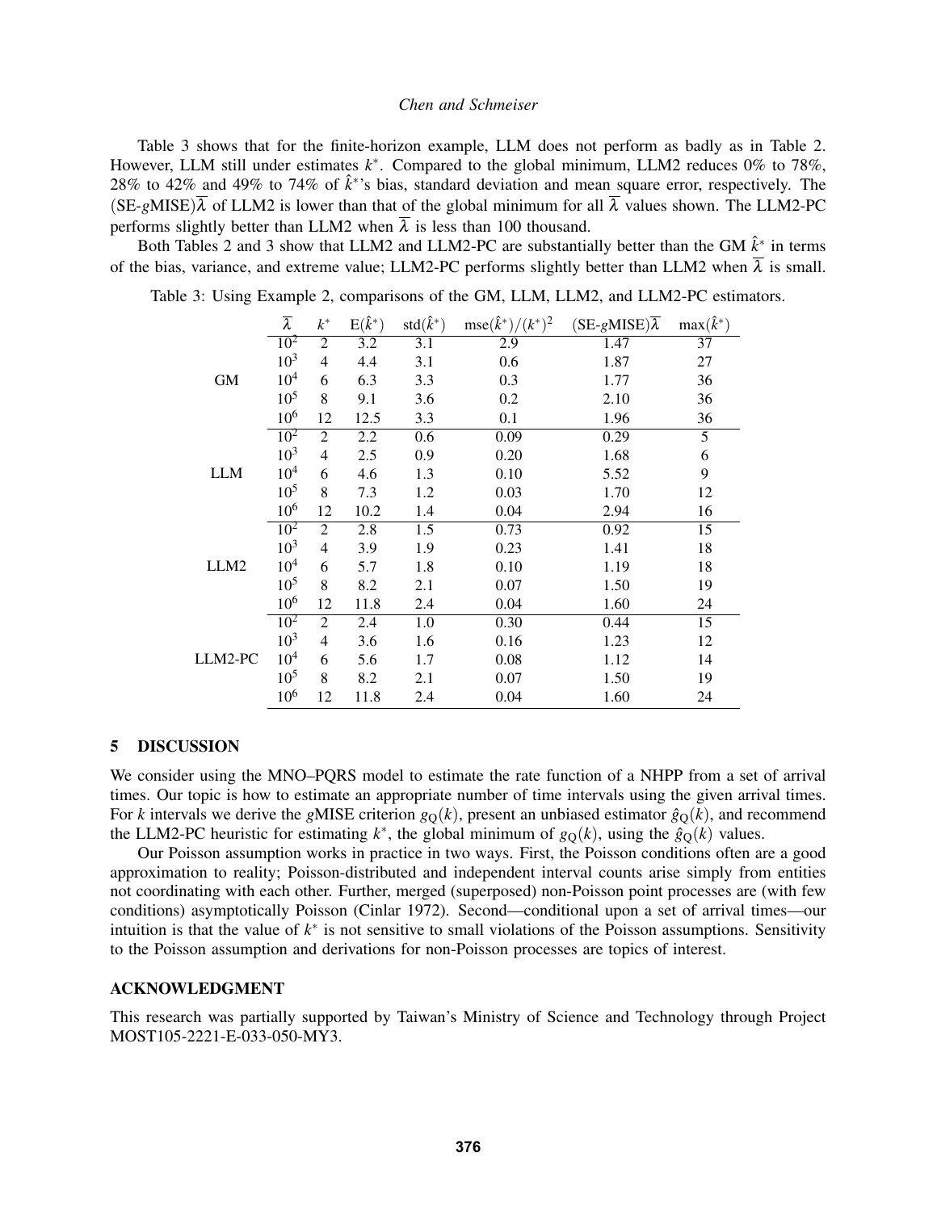Table 3 shows that for the finite-horizon example, LLM does not perform as badly as in Table 2. However, LLM still under estimates $k^*$. Compared to the global minimum, LLM2 reduces 0% to 78%, 28% to 42% and 49% to 74% of $\hat{k}^*$'s bias, standard deviation and mean square error, respectively. The (SE-$g$MISE)$\overline{\lambda}$ of LLM2 is lower than that of the global minimum for all $\overline{\lambda}$ values shown. The LLM2-PC performs slightly better than LLM2 when $\overline{\lambda}$ is less than 100 thousand.

Both Tables 2 and 3 show that LLM2 and LLM2-PC are substantially better than the GM $\hat{k}^*$ in terms of the bias, variance, and extreme value; LLM2-PC performs slightly better than LLM2 when $\overline{\lambda}$ is small.

Table 3: Using Example 2, comparisons of the GM, LLM, LLM2, and LLM2-PC estimators.

| | $\overline{\lambda}$ | $k^*$ | $\mathrm{E}(\hat{k}^*)$ | $\mathrm{std}(\hat{k}^*)$ | $\mathrm{mse}(\hat{k}^*)/(k^*)^2$ | (SE-$g$MISE)$\overline{\lambda}$ | $\max(\hat{k}^*)$ |
|---|---|---|---|---|---|---|---|
| GM | $10^2$ | 2 | 3.2 | 3.1 | 2.9 | 1.47 | 37 |
| | $10^3$ | 4 | 4.4 | 3.1 | 0.6 | 1.87 | 27 |
| | $10^4$ | 6 | 6.3 | 3.3 | 0.3 | 1.77 | 36 |
| | $10^5$ | 8 | 9.1 | 3.6 | 0.2 | 2.10 | 36 |
| | $10^6$ | 12 | 12.5 | 3.3 | 0.1 | 1.96 | 36 |
| LLM | $10^2$ | 2 | 2.2 | 0.6 | 0.09 | 0.29 | 5 |
| | $10^3$ | 4 | 2.5 | 0.9 | 0.20 | 1.68 | 6 |
| | $10^4$ | 6 | 4.6 | 1.3 | 0.10 | 5.52 | 9 |
| | $10^5$ | 8 | 7.3 | 1.2 | 0.03 | 1.70 | 12 |
| | $10^6$ | 12 | 10.2 | 1.4 | 0.04 | 2.94 | 16 |
| LLM2 | $10^2$ | 2 | 2.8 | 1.5 | 0.73 | 0.92 | 15 |
| | $10^3$ | 4 | 3.9 | 1.9 | 0.23 | 1.41 | 18 |
| | $10^4$ | 6 | 5.7 | 1.8 | 0.10 | 1.19 | 18 |
| | $10^5$ | 8 | 8.2 | 2.1 | 0.07 | 1.50 | 19 |
| | $10^6$ | 12 | 11.8 | 2.4 | 0.04 | 1.60 | 24 |
| LLM2-PC | $10^2$ | 2 | 2.4 | 1.0 | 0.30 | 0.44 | 15 |
| | $10^3$ | 4 | 3.6 | 1.6 | 0.16 | 1.23 | 12 |
| | $10^4$ | 6 | 5.6 | 1.7 | 0.08 | 1.12 | 14 |
| | $10^5$ | 8 | 8.2 | 2.1 | 0.07 | 1.50 | 19 |
| | $10^6$ | 12 | 11.8 | 2.4 | 0.04 | 1.60 | 24 |

## 5 DISCUSSION

We consider using the MNO–PQRS model to estimate the rate function of a NHPP from a set of arrival times. Our topic is how to estimate an appropriate number of time intervals using the given arrival times. For $k$ intervals we derive the $g$MISE criterion $g_{\mathrm{Q}}(k)$, present an unbiased estimator $\hat{g}_{\mathrm{Q}}(k)$, and recommend the LLM2-PC heuristic for estimating $k^*$, the global minimum of $g_{\mathrm{Q}}(k)$, using the $\hat{g}_{\mathrm{Q}}(k)$ values.

Our Poisson assumption works in practice in two ways. First, the Poisson conditions often are a good approximation to reality; Poisson-distributed and independent interval counts arise simply from entities not coordinating with each other. Further, merged (superposed) non-Poisson point processes are (with few conditions) asymptotically Poisson (Cinlar 1972). Second—conditional upon a set of arrival times—our intuition is that the value of $k^*$ is not sensitive to small violations of the Poisson assumptions. Sensitivity to the Poisson assumption and derivations for non-Poisson processes are topics of interest.

## ACKNOWLEDGMENT

This research was partially supported by Taiwan's Ministry of Science and Technology through Project MOST105-2221-E-033-050-MY3.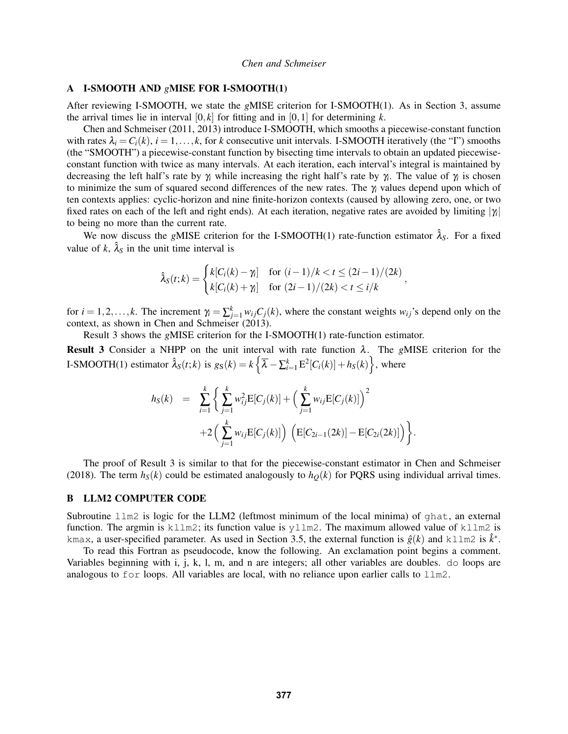## A I-SMOOTH AND $g$MISE FOR I-SMOOTH(1)

After reviewing I-SMOOTH, we state the $g$MISE criterion for I-SMOOTH(1). As in Section 3, assume the arrival times lie in interval $[0,k]$ for fitting and in $[0,1]$ for determining $k$.

Chen and Schmeiser (2011, 2013) introduce I-SMOOTH, which smooths a piecewise-constant function with rates $\lambda_i = C_i(k)$, $i = 1,\ldots,k$, for $k$ consecutive unit intervals. I-SMOOTH iteratively (the "I") smooths (the "SMOOTH") a piecewise-constant function by bisecting time intervals to obtain an updated piecewise-constant function with twice as many intervals. At each iteration, each interval's integral is maintained by decreasing the left half's rate by $\gamma_i$ while increasing the right half's rate by $\gamma_i$. The value of $\gamma_i$ is chosen to minimize the sum of squared second differences of the new rates. The $\gamma_i$ values depend upon which of ten contexts applies: cyclic-horizon and nine finite-horizon contexts (caused by allowing zero, one, or two fixed rates on each of the left and right ends). At each iteration, negative rates are avoided by limiting $|\gamma_i|$ to being no more than the current rate.

We now discuss the $g$MISE criterion for the I-SMOOTH(1) rate-function estimator $\hat{\lambda}_S$. For a fixed value of $k$, $\hat{\lambda}_S$ in the unit time interval is

$$\hat{\lambda}_S(t;k) = \begin{cases} k[C_i(k) - \gamma_i] & \text{for } (i-1)/k < t \leq (2i-1)/(2k) \\ k[C_i(k) + \gamma_i] & \text{for } (2i-1)/(2k) < t \leq i/k \end{cases},$$

for $i = 1,2,\ldots,k$. The increment $\gamma_i = \sum_{j=1}^{k} w_{ij} C_j(k)$, where the constant weights $w_{ij}$'s depend only on the context, as shown in Chen and Schmeiser (2013).

Result 3 shows the $g$MISE criterion for the I-SMOOTH(1) rate-function estimator.

**Result 3** Consider a NHPP on the unit interval with rate function $\lambda$. The $g$MISE criterion for the I-SMOOTH(1) estimator $\hat{\lambda}_S(t;k)$ is $g_S(k) = k\left\{\overline{\lambda} - \sum_{i=1}^{k} \mathrm{E}^2[C_i(k)] + h_S(k)\right\}$, where

$$\begin{aligned} h_S(k) \;=\; & \sum_{i=1}^{k} \Bigg\{ \sum_{j=1}^{k} w_{ij}^2 \mathrm{E}[C_j(k)] + \Big( \sum_{j=1}^{k} w_{ij} \mathrm{E}[C_j(k)] \Big)^2 \\ & + 2 \Big( \sum_{j=1}^{k} w_{ij} \mathrm{E}[C_j(k)] \Big) \Big( \mathrm{E}[C_{2i-1}(2k)] - \mathrm{E}[C_{2i}(2k)] \Big) \Bigg\}. \end{aligned}$$

The proof of Result 3 is similar to that for the piecewise-constant estimator in Chen and Schmeiser (2018). The term $h_S(k)$ could be estimated analogously to $h_Q(k)$ for PQRS using individual arrival times.

## B LLM2 COMPUTER CODE

Subroutine `llm2` is logic for the LLM2 (leftmost minimum of the local minima) of `ghat`, an external function. The argmin is `kllm2`; its function value is `yllm2`. The maximum allowed value of `kllm2` is `kmax`, a user-specified parameter. As used in Section 3.5, the external function is $\hat{g}(k)$ and `kllm2` is $\hat{k}^*$.

To read this Fortran as pseudocode, know the following. An exclamation point begins a comment. Variables beginning with i, j, k, l, m, and n are integers; all other variables are doubles. `do` loops are analogous to `for` loops. All variables are local, with no reliance upon earlier calls to `llm2`.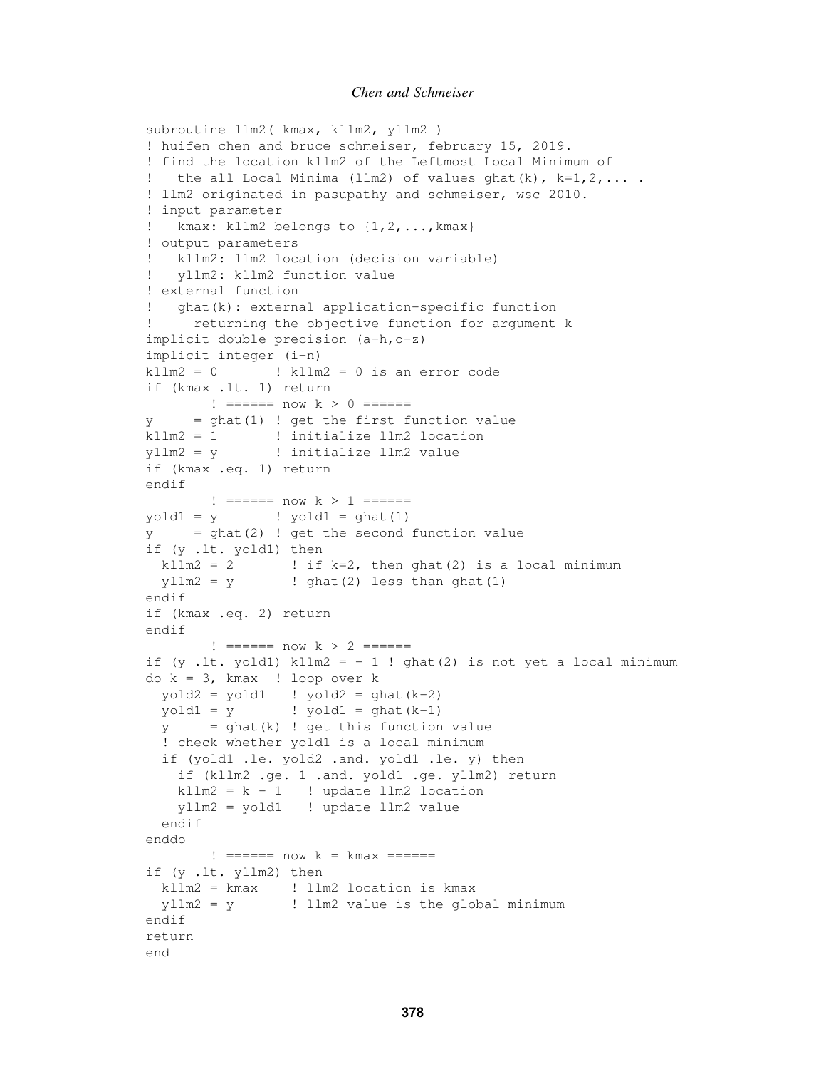```
subroutine llm2( kmax, kllm2, yllm2 )
! huifen chen and bruce schmeiser, february 15, 2019.
! find the location kllm2 of the Leftmost Local Minimum of
!   the all Local Minima (llm2) of values ghat(k), k=1,2,... .
! llm2 originated in pasupathy and schmeiser, wsc 2010.
! input parameter
!   kmax: kllm2 belongs to {1,2,...,kmax}
! output parameters
!   kllm2: llm2 location (decision variable)
!   yllm2: kllm2 function value
! external function
!   ghat(k): external application-specific function
!     returning the objective function for argument k
implicit double precision (a-h,o-z)
implicit integer (i-n)
kllm2 = 0       ! kllm2 = 0 is an error code
if (kmax .lt. 1) return
        ! ====== now k > 0 ======
y     = ghat(1) ! get the first function value
kllm2 = 1       ! initialize llm2 location
yllm2 = y       ! initialize llm2 value
if (kmax .eq. 1) return
endif
        ! ====== now k > 1 ======
yold1 = y       ! yold1 = ghat(1)
y     = ghat(2) ! get the second function value
if (y .lt. yold1) then
  kllm2 = 2       ! if k=2, then ghat(2) is a local minimum
  yllm2 = y       ! ghat(2) less than ghat(1)
endif
if (kmax .eq. 2) return
endif
        ! ====== now k > 2 ======
if (y .lt. yold1) kllm2 = - 1 ! ghat(2) is not yet a local minimum
do k = 3, kmax  ! loop over k
  yold2 = yold1   ! yold2 = ghat(k-2)
  yold1 = y       ! yold1 = ghat(k-1)
  y     = ghat(k) ! get this function value
  ! check whether yold1 is a local minimum
  if (yold1 .le. yold2 .and. yold1 .le. y) then
    if (kllm2 .ge. 1 .and. yold1 .ge. yllm2) return
    kllm2 = k - 1   ! update llm2 location
    yllm2 = yold1   ! update llm2 value
  endif
enddo
        ! ====== now k = kmax ======
if (y .lt. yllm2) then
  kllm2 = kmax    ! llm2 location is kmax
  yllm2 = y       ! llm2 value is the global minimum
endif
return
end
```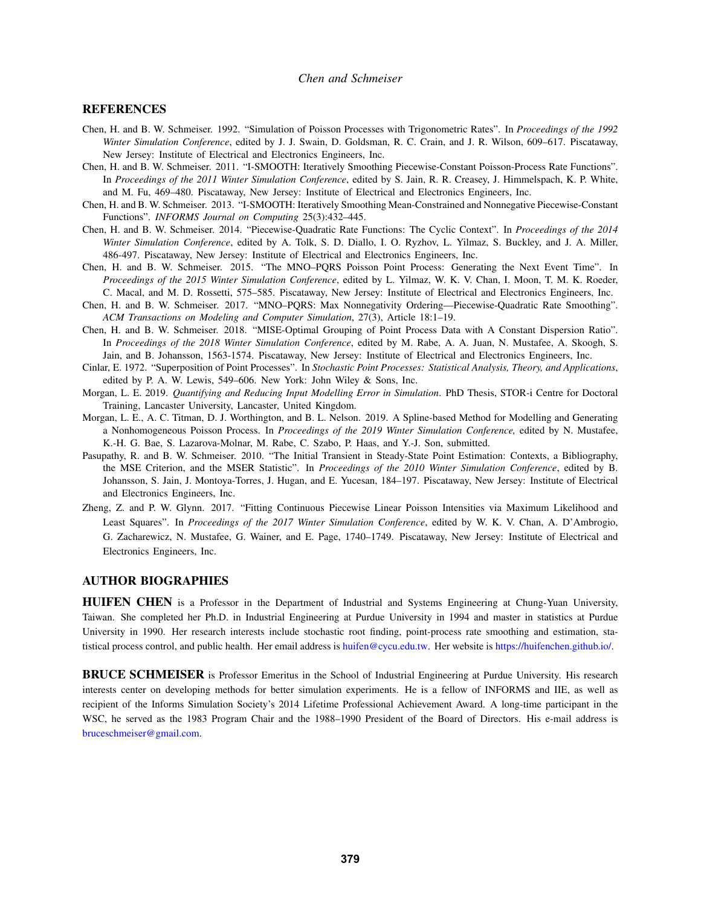## REFERENCES

Chen, H. and B. W. Schmeiser. 1992. "Simulation of Poisson Processes with Trigonometric Rates". In *Proceedings of the 1992 Winter Simulation Conference*, edited by J. J. Swain, D. Goldsman, R. C. Crain, and J. R. Wilson, 609–617. Piscataway, New Jersey: Institute of Electrical and Electronics Engineers, Inc.

Chen, H. and B. W. Schmeiser. 2011. "I-SMOOTH: Iteratively Smoothing Piecewise-Constant Poisson-Process Rate Functions". In *Proceedings of the 2011 Winter Simulation Conference*, edited by S. Jain, R. R. Creasey, J. Himmelspach, K. P. White, and M. Fu, 469–480. Piscataway, New Jersey: Institute of Electrical and Electronics Engineers, Inc.

Chen, H. and B. W. Schmeiser. 2013. "I-SMOOTH: Iteratively Smoothing Mean-Constrained and Nonnegative Piecewise-Constant Functions". *INFORMS Journal on Computing* 25(3):432–445.

Chen, H. and B. W. Schmeiser. 2014. "Piecewise-Quadratic Rate Functions: The Cyclic Context". In *Proceedings of the 2014 Winter Simulation Conference*, edited by A. Tolk, S. D. Diallo, I. O. Ryzhov, L. Yilmaz, S. Buckley, and J. A. Miller, 486-497. Piscataway, New Jersey: Institute of Electrical and Electronics Engineers, Inc.

Chen, H. and B. W. Schmeiser. 2015. "The MNO–PQRS Poisson Point Process: Generating the Next Event Time". In *Proceedings of the 2015 Winter Simulation Conference*, edited by L. Yilmaz, W. K. V. Chan, I. Moon, T. M. K. Roeder, C. Macal, and M. D. Rossetti, 575–585. Piscataway, New Jersey: Institute of Electrical and Electronics Engineers, Inc.

Chen, H. and B. W. Schmeiser. 2017. "MNO–PQRS: Max Nonnegativity Ordering—Piecewise-Quadratic Rate Smoothing". *ACM Transactions on Modeling and Computer Simulation*, 27(3), Article 18:1–19.

Chen, H. and B. W. Schmeiser. 2018. "MISE-Optimal Grouping of Point Process Data with A Constant Dispersion Ratio". In *Proceedings of the 2018 Winter Simulation Conference*, edited by M. Rabe, A. A. Juan, N. Mustafee, A. Skoogh, S. Jain, and B. Johansson, 1563-1574. Piscataway, New Jersey: Institute of Electrical and Electronics Engineers, Inc.

Cinlar, E. 1972. "Superposition of Point Processes". In *Stochastic Point Processes: Statistical Analysis, Theory, and Applications*, edited by P. A. W. Lewis, 549–606. New York: John Wiley & Sons, Inc.

Morgan, L. E. 2019. *Quantifying and Reducing Input Modelling Error in Simulation*. PhD Thesis, STOR-i Centre for Doctoral Training, Lancaster University, Lancaster, United Kingdom.

Morgan, L. E., A. C. Titman, D. J. Worthington, and B. L. Nelson. 2019. A Spline-based Method for Modelling and Generating a Nonhomogeneous Poisson Process. In *Proceedings of the 2019 Winter Simulation Conference,* edited by N. Mustafee, K.-H. G. Bae, S. Lazarova-Molnar, M. Rabe, C. Szabo, P. Haas, and Y.-J. Son, submitted.

Pasupathy, R. and B. W. Schmeiser. 2010. "The Initial Transient in Steady-State Point Estimation: Contexts, a Bibliography, the MSE Criterion, and the MSER Statistic". In *Proceedings of the 2010 Winter Simulation Conference*, edited by B. Johansson, S. Jain, J. Montoya-Torres, J. Hugan, and E. Yucesan, 184–197. Piscataway, New Jersey: Institute of Electrical and Electronics Engineers, Inc.

Zheng, Z. and P. W. Glynn. 2017. "Fitting Continuous Piecewise Linear Poisson Intensities via Maximum Likelihood and Least Squares". In *Proceedings of the 2017 Winter Simulation Conference*, edited by W. K. V. Chan, A. D'Ambrogio, G. Zacharewicz, N. Mustafee, G. Wainer, and E. Page, 1740–1749. Piscataway, New Jersey: Institute of Electrical and Electronics Engineers, Inc.

## AUTHOR BIOGRAPHIES

**HUIFEN CHEN** is a Professor in the Department of Industrial and Systems Engineering at Chung-Yuan University, Taiwan. She completed her Ph.D. in Industrial Engineering at Purdue University in 1994 and master in statistics at Purdue University in 1990. Her research interests include stochastic root finding, point-process rate smoothing and estimation, statistical process control, and public health. Her email address is huifen@cycu.edu.tw. Her website is https://huifenchen.github.io/.

**BRUCE SCHMEISER** is Professor Emeritus in the School of Industrial Engineering at Purdue University. His research interests center on developing methods for better simulation experiments. He is a fellow of INFORMS and IIE, as well as recipient of the Informs Simulation Society's 2014 Lifetime Professional Achievement Award. A long-time participant in the WSC, he served as the 1983 Program Chair and the 1988–1990 President of the Board of Directors. His e-mail address is bruceschmeiser@gmail.com.